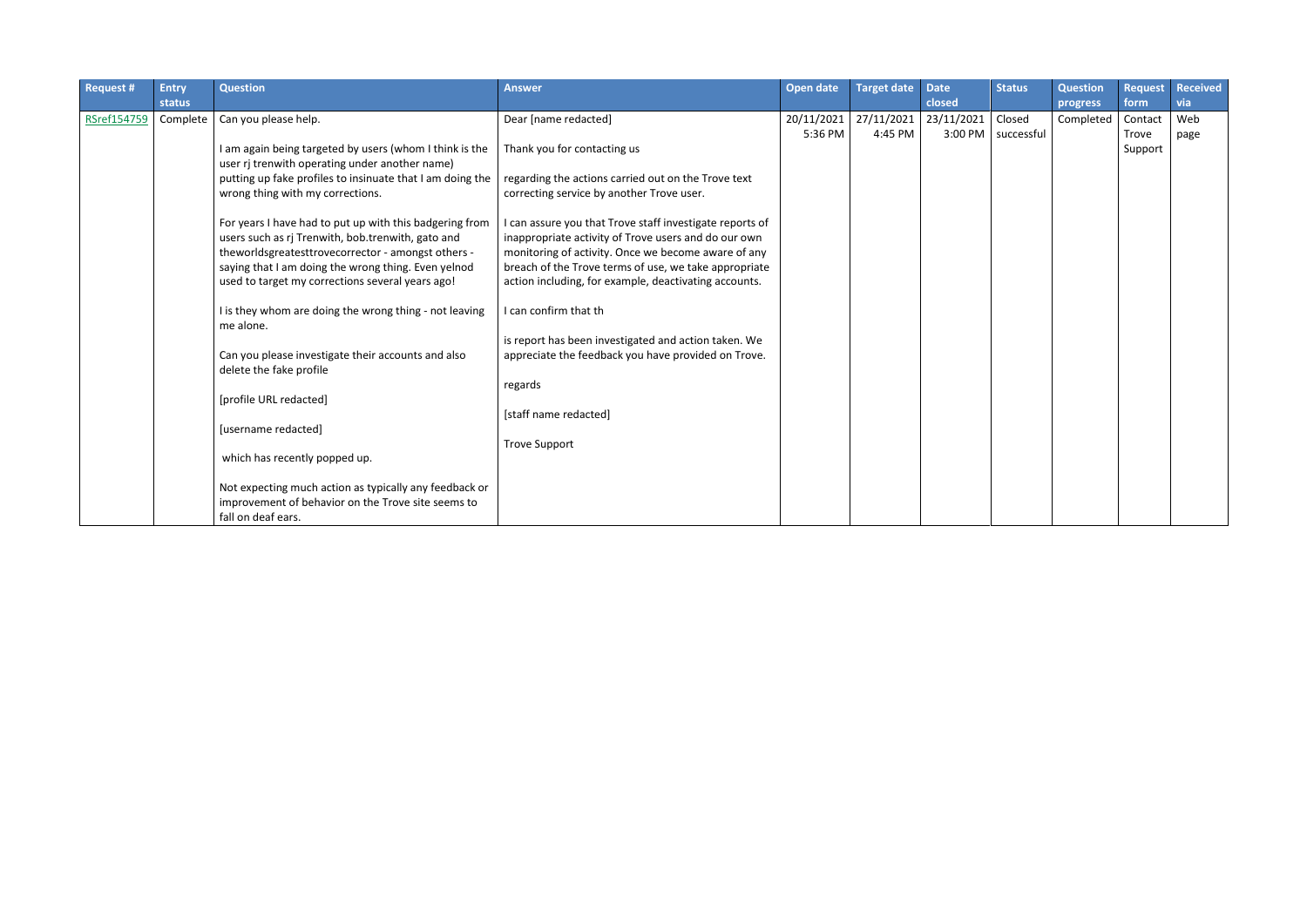| Request # | Entry status | Question | Answer | Open date | Target date | Date closed | Status | Question progress | Request form | Received via |
|---|---|---|---|---|---|---|---|---|---|---|
| RSref154759 | Complete | Can you please help.<br><br>I am again being targeted by users (whom I think is the user rj trenwith operating under another name) putting up fake profiles to insinuate that I am doing the wrong thing with my corrections.<br><br>For years I have had to put up with this badgering from users such as rj Trenwith, bob.trenwith, gato and theworldsgreatesttrovecorrector - amongst others - saying that I am doing the wrong thing. Even yelnod used to target my corrections several years ago!<br><br>I is they whom are doing the wrong thing - not leaving me alone.<br><br>Can you please investigate their accounts and also delete the fake profile<br><br>[profile URL redacted]<br><br>[username redacted]<br><br>which has recently popped up.<br><br>Not expecting much action as typically any feedback or improvement of behavior on the Trove site seems to fall on deaf ears. | Dear [name redacted]<br><br>Thank you for contacting us<br><br>regarding the actions carried out on the Trove text correcting service by another Trove user.<br><br>I can assure you that Trove staff investigate reports of inappropriate activity of Trove users and do our own monitoring of activity. Once we become aware of any breach of the Trove terms of use, we take appropriate action including, for example, deactivating accounts.<br><br>I can confirm that th<br><br>is report has been investigated and action taken. We appreciate the feedback you have provided on Trove.<br><br>regards<br><br>[staff name redacted]<br><br>Trove Support | 20/11/2021 5:36 PM | 27/11/2021 4:45 PM | 23/11/2021 3:00 PM | Closed successful | Completed | Contact Trove Support | Web page |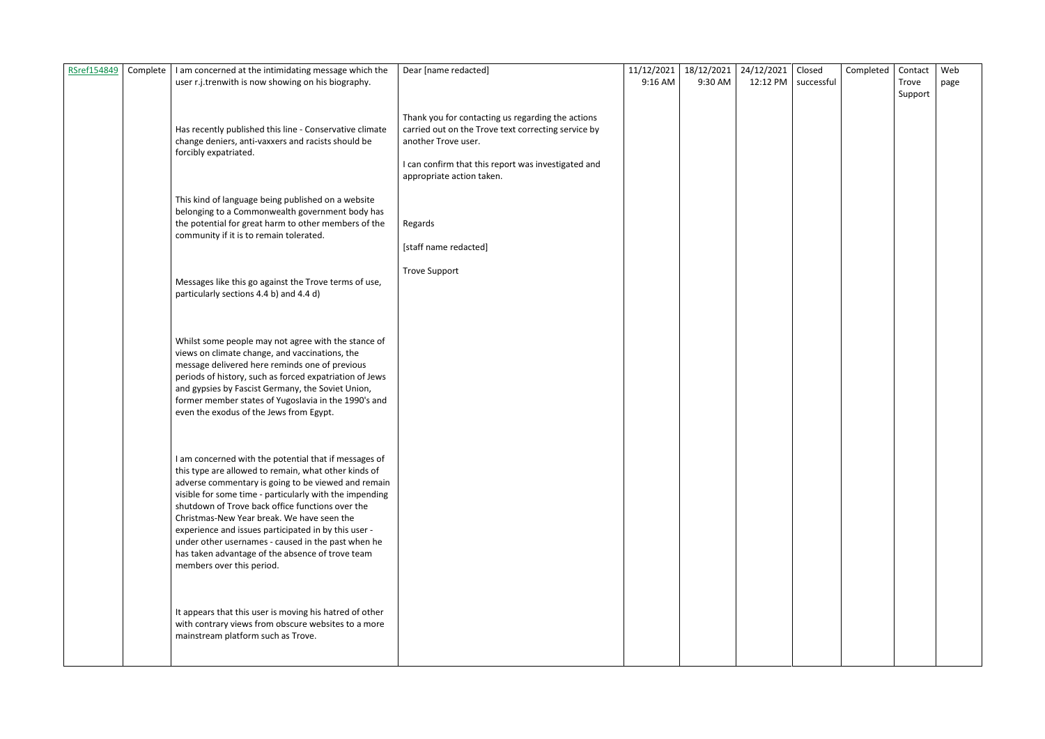| RSref154849 | Complete | I am concerned at the intimidating message which the user r.j.trenwith is now showing on his biography.<br><br>Has recently published this line - Conservative climate change deniers, anti-vaxxers and racists should be forcibly expatriated.<br><br>This kind of language being published on a website belonging to a Commonwealth government body has the potential for great harm to other members of the community if it is to remain tolerated.<br><br>Messages like this go against the Trove terms of use, particularly sections 4.4 b) and 4.4 d)<br><br>Whilst some people may not agree with the stance of views on climate change, and vaccinations, the message delivered here reminds one of previous periods of history, such as forced expatriation of Jews and gypsies by Fascist Germany, the Soviet Union, former member states of Yugoslavia in the 1990's and even the exodus of the Jews from Egypt.<br><br>I am concerned with the potential that if messages of this type are allowed to remain, what other kinds of adverse commentary is going to be viewed and remain visible for some time - particularly with the impending shutdown of Trove back office functions over the Christmas-New Year break. We have seen the experience and issues participated in by this user - under other usernames - caused in the past when he has taken advantage of the absence of trove team members over this period.<br><br>It appears that this user is moving his hatred of other with contrary views from obscure websites to a more mainstream platform such as Trove. | Dear [name redacted]<br><br>Thank you for contacting us regarding the actions carried out on the Trove text correcting service by another Trove user.<br><br>I can confirm that this report was investigated and appropriate action taken.<br><br>Regards<br><br>[staff name redacted]<br><br>Trove Support | 11/12/2021 9:16 AM | 18/12/2021 9:30 AM | 24/12/2021 12:12 PM | Closed successful | Completed | Contact Trove Support | Web page |
|---|---|---|---|---|---|---|---|---|---|---|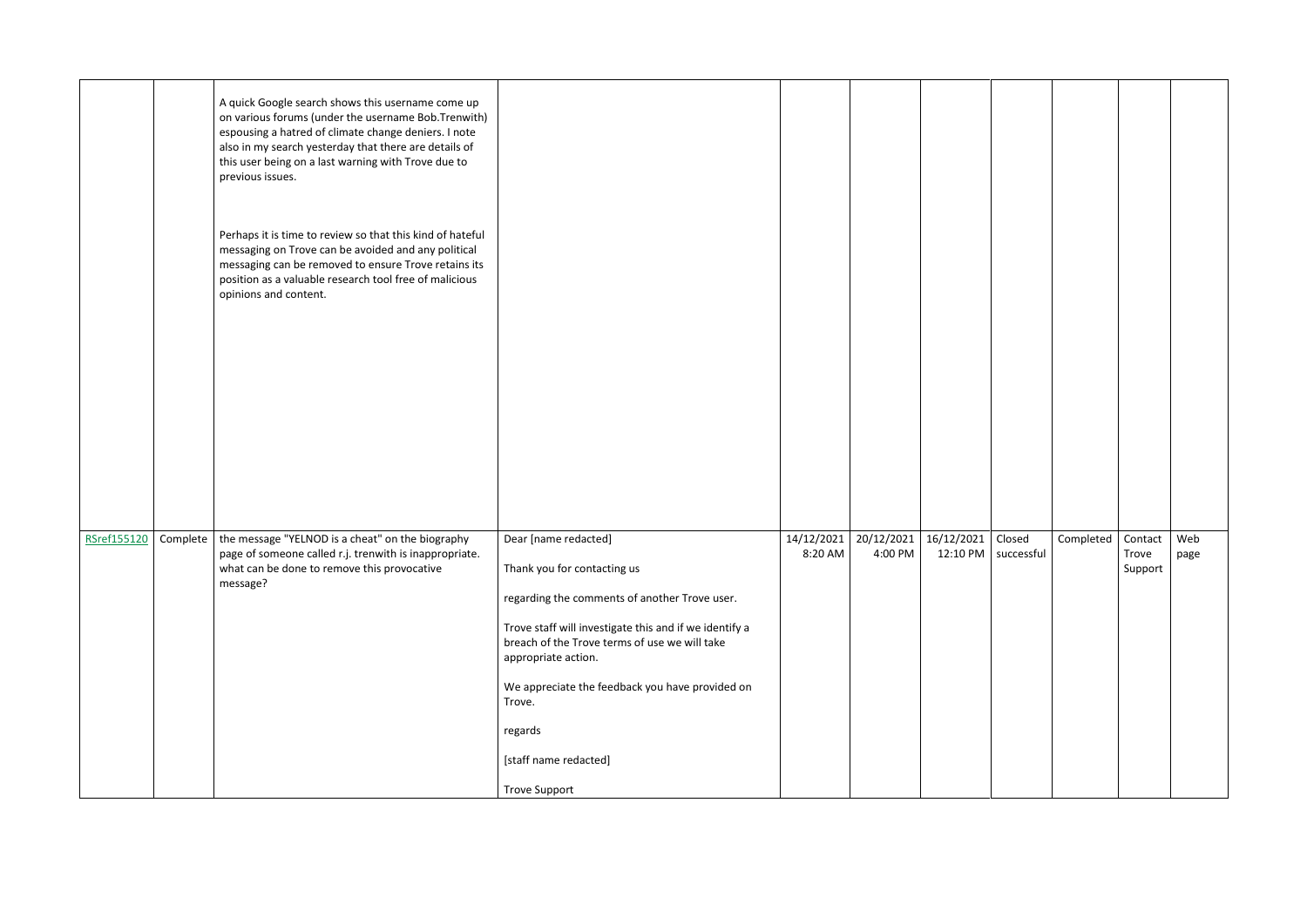| | | | | | | | | | | |
|---|---|---|---|---|---|---|---|---|---|---|
| | | A quick Google search shows this username come up on various forums (under the username Bob.Trenwith) espousing a hatred of climate change deniers. I note also in my search yesterday that there are details of this user being on a last warning with Trove due to previous issues.<br><br>Perhaps it is time to review so that this kind of hateful messaging on Trove can be avoided and any political messaging can be removed to ensure Trove retains its position as a valuable research tool free of malicious opinions and content. | | | | | | | | |
| RSref155120 | Complete | the message "YELNOD is a cheat" on the biography page of someone called r.j. trenwith is inappropriate. what can be done to remove this provocative message? | Dear [name redacted]<br><br>Thank you for contacting us<br><br>regarding the comments of another Trove user.<br><br>Trove staff will investigate this and if we identify a breach of the Trove terms of use we will take appropriate action.<br><br>We appreciate the feedback you have provided on Trove.<br><br>regards<br><br>[staff name redacted]<br><br>Trove Support | 14/12/2021 8:20 AM | 20/12/2021 4:00 PM | 16/12/2021 12:10 PM | Closed successful | Completed | Contact Trove Support | Web page |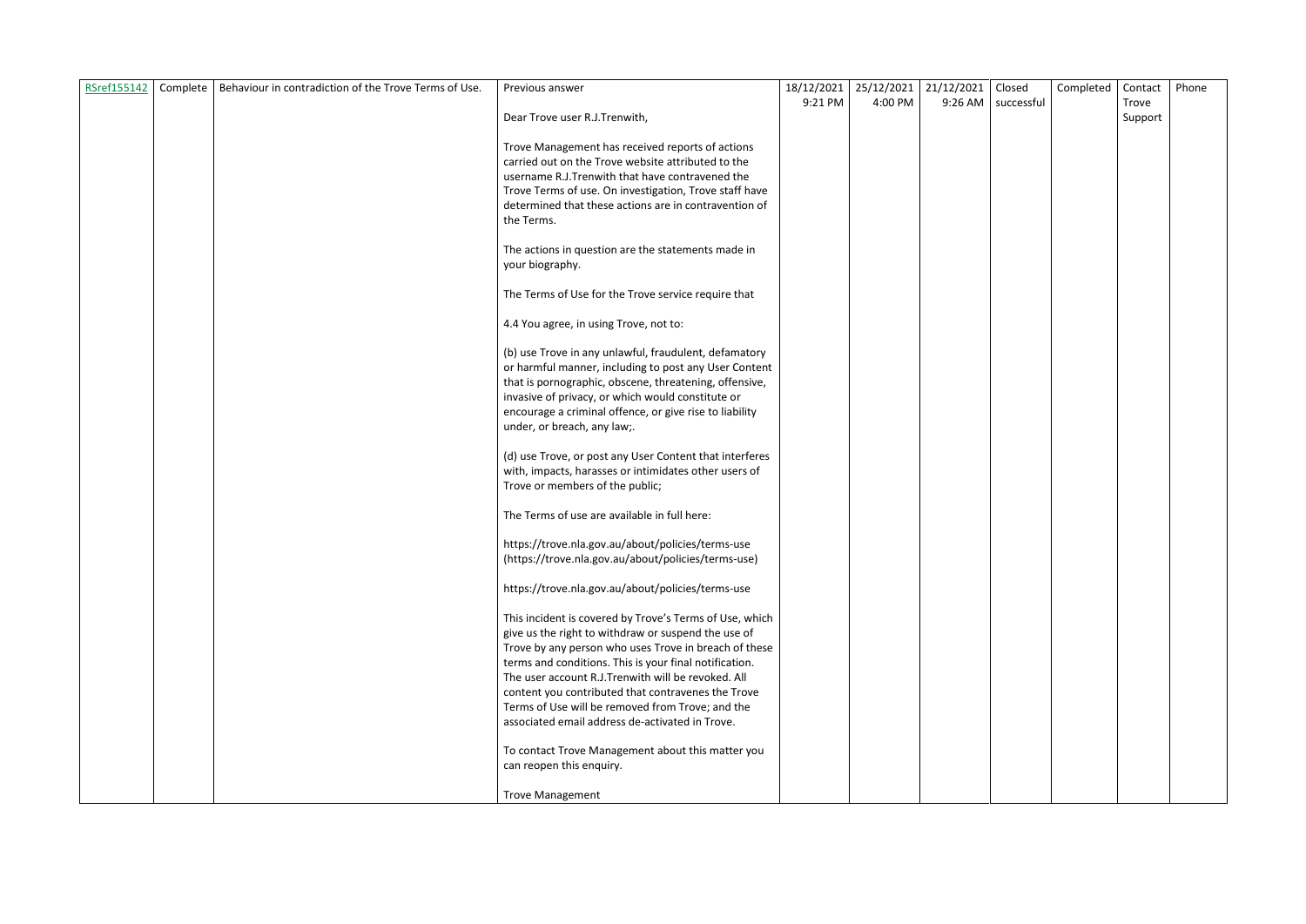| RSref155142 | Complete | Behaviour in contradiction of the Trove Terms of Use. | Previous answer<br><br>Dear Trove user R.J.Trenwith,<br><br>Trove Management has received reports of actions carried out on the Trove website attributed to the username R.J.Trenwith that have contravened the Trove Terms of use. On investigation, Trove staff have determined that these actions are in contravention of the Terms.<br><br>The actions in question are the statements made in your biography.<br><br>The Terms of Use for the Trove service require that<br><br>4.4 You agree, in using Trove, not to:<br><br>(b) use Trove in any unlawful, fraudulent, defamatory or harmful manner, including to post any User Content that is pornographic, obscene, threatening, offensive, invasive of privacy, or which would constitute or encourage a criminal offence, or give rise to liability under, or breach, any law;.<br><br>(d) use Trove, or post any User Content that interferes with, impacts, harasses or intimidates other users of Trove or members of the public;<br><br>The Terms of use are available in full here:<br><br>https://trove.nla.gov.au/about/policies/terms-use (https://trove.nla.gov.au/about/policies/terms-use)<br><br>https://trove.nla.gov.au/about/policies/terms-use<br><br>This incident is covered by Trove's Terms of Use, which give us the right to withdraw or suspend the use of Trove by any person who uses Trove in breach of these terms and conditions. This is your final notification. The user account R.J.Trenwith will be revoked. All content you contributed that contravenes the Trove Terms of Use will be removed from Trove; and the associated email address de-activated in Trove.<br><br>To contact Trove Management about this matter you can reopen this enquiry.<br><br>Trove Management | 18/12/2021 9:21 PM | 25/12/2021 4:00 PM | 21/12/2021 9:26 AM | Closed successful | Completed | Contact Trove Support | Phone |
|---|---|---|---|---|---|---|---|---|---|---|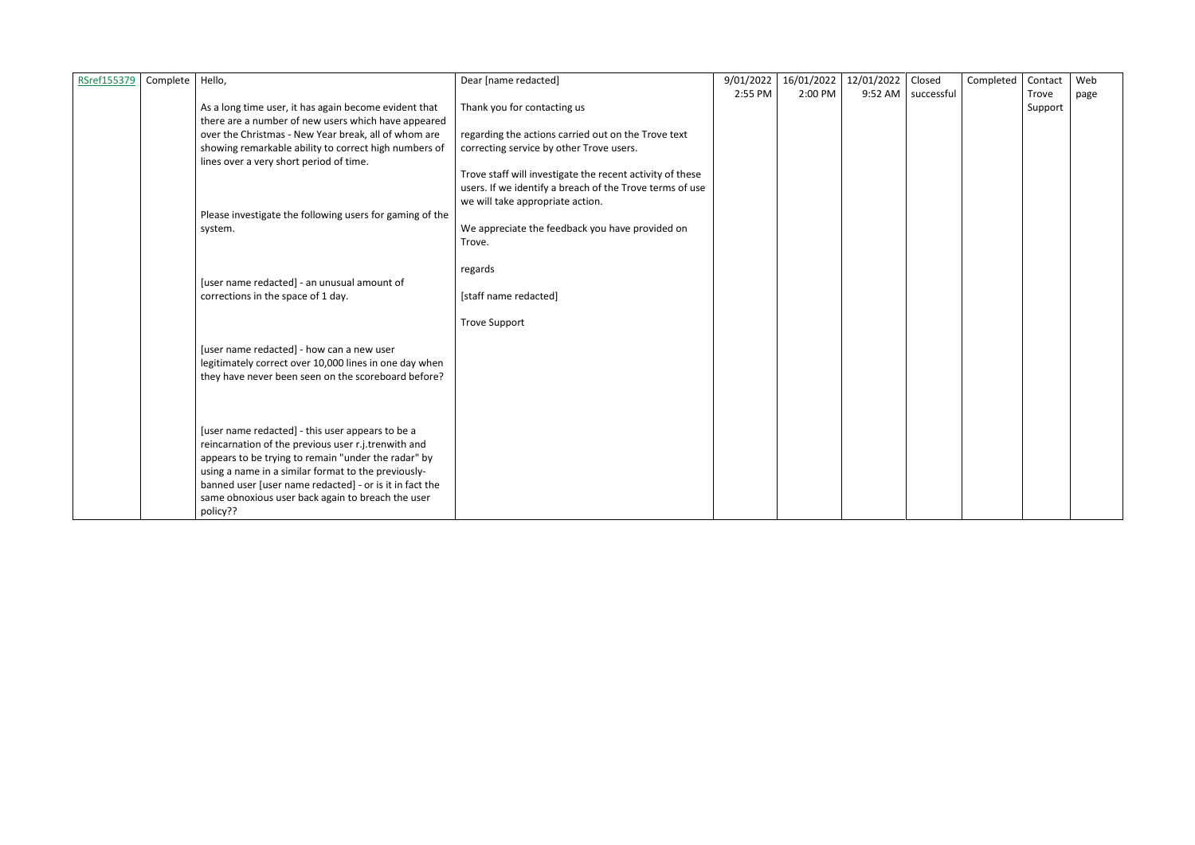| | | | | | | | | | | |
|---|---|---|---|---|---|---|---|---|---|---|
| RSref155379 | Complete | Hello,<br><br>As a long time user, it has again become evident that there are a number of new users which have appeared over the Christmas - New Year break, all of whom are showing remarkable ability to correct high numbers of lines over a very short period of time.<br><br>Please investigate the following users for gaming of the system.<br><br>[user name redacted] - an unusual amount of corrections in the space of 1 day.<br><br>[user name redacted] - how can a new user legitimately correct over 10,000 lines in one day when they have never been seen on the scoreboard before?<br><br>[user name redacted] - this user appears to be a reincarnation of the previous user r.j.trenwith and appears to be trying to remain "under the radar" by using a name in a similar format to the previously-banned user [user name redacted] - or is it in fact the same obnoxious user back again to breach the user policy?? | Dear [name redacted]<br><br>Thank you for contacting us<br><br>regarding the actions carried out on the Trove text correcting service by other Trove users.<br><br>Trove staff will investigate the recent activity of these users. If we identify a breach of the Trove terms of use we will take appropriate action.<br><br>We appreciate the feedback you have provided on Trove.<br><br>regards<br><br>[staff name redacted]<br><br>Trove Support | 9/01/2022 2:55 PM | 16/01/2022 2:00 PM | 12/01/2022 9:52 AM | Closed successful | Completed | Contact Trove Support | Web page |